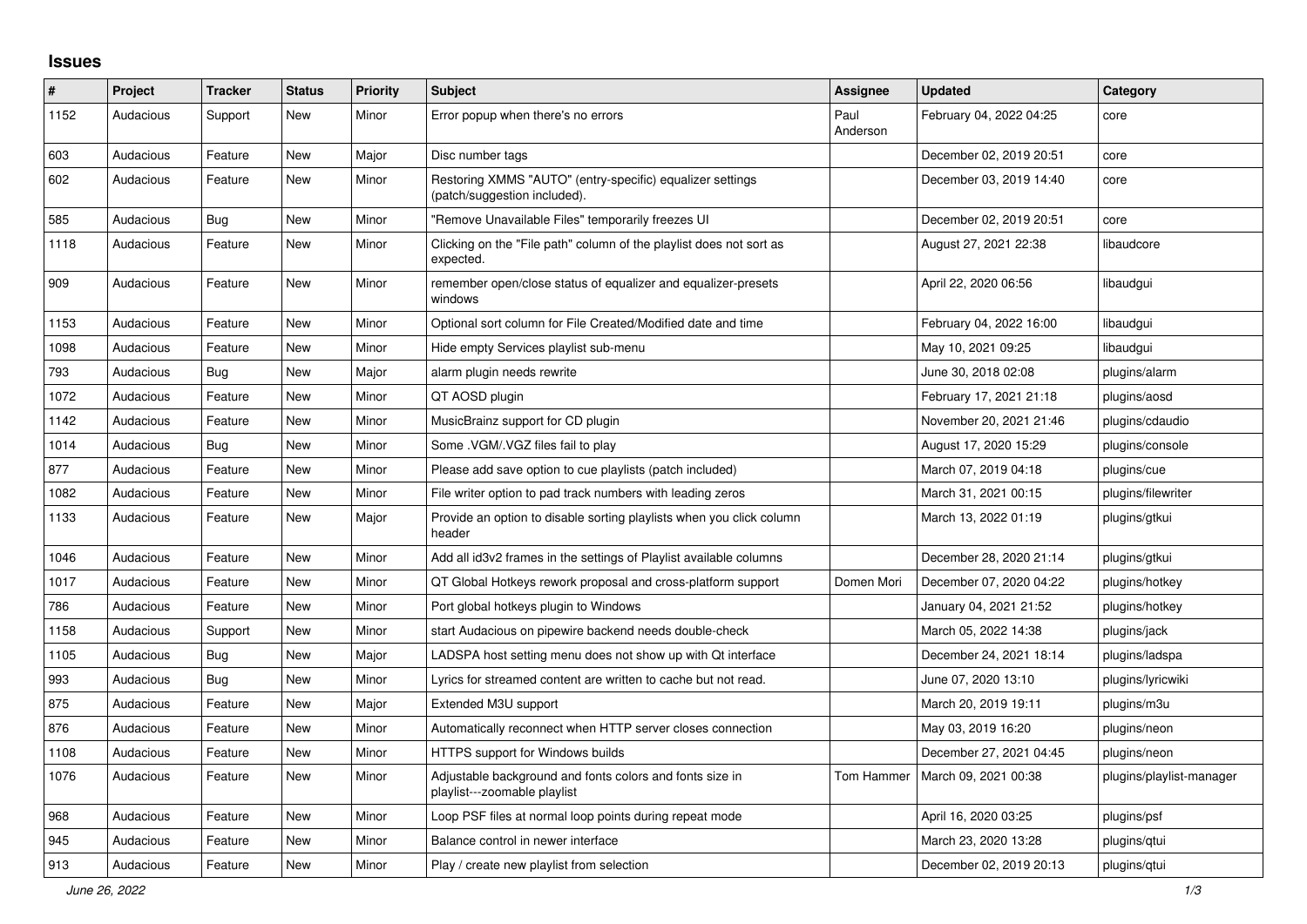# Issues

| # | Project | Tracker | Status | Priority | Subject | Assignee | Updated | Category |
|---|---|---|---|---|---|---|---|---|
| 1152 | Audacious | Support | New | Minor | Error popup when there's no errors | Paul Anderson | February 04, 2022 04:25 | core |
| 603 | Audacious | Feature | New | Major | Disc number tags | | December 02, 2019 20:51 | core |
| 602 | Audacious | Feature | New | Minor | Restoring XMMS "AUTO" (entry-specific) equalizer settings (patch/suggestion included). | | December 03, 2019 14:40 | core |
| 585 | Audacious | Bug | New | Minor | "Remove Unavailable Files" temporarily freezes UI | | December 02, 2019 20:51 | core |
| 1118 | Audacious | Feature | New | Minor | Clicking on the "File path" column of the playlist does not sort as expected. | | August 27, 2021 22:38 | libaudcore |
| 909 | Audacious | Feature | New | Minor | remember open/close status of equalizer and equalizer-presets windows | | April 22, 2020 06:56 | libaudgui |
| 1153 | Audacious | Feature | New | Minor | Optional sort column for File Created/Modified date and time | | February 04, 2022 16:00 | libaudgui |
| 1098 | Audacious | Feature | New | Minor | Hide empty Services playlist sub-menu | | May 10, 2021 09:25 | libaudgui |
| 793 | Audacious | Bug | New | Major | alarm plugin needs rewrite | | June 30, 2018 02:08 | plugins/alarm |
| 1072 | Audacious | Feature | New | Minor | QT AOSD plugin | | February 17, 2021 21:18 | plugins/aosd |
| 1142 | Audacious | Feature | New | Minor | MusicBrainz support for CD plugin | | November 20, 2021 21:46 | plugins/cdaudio |
| 1014 | Audacious | Bug | New | Minor | Some .VGM/.VGZ files fail to play | | August 17, 2020 15:29 | plugins/console |
| 877 | Audacious | Feature | New | Minor | Please add save option to cue playlists (patch included) | | March 07, 2019 04:18 | plugins/cue |
| 1082 | Audacious | Feature | New | Minor | File writer option to pad track numbers with leading zeros | | March 31, 2021 00:15 | plugins/filewriter |
| 1133 | Audacious | Feature | New | Major | Provide an option to disable sorting playlists when you click column header | | March 13, 2022 01:19 | plugins/gtkui |
| 1046 | Audacious | Feature | New | Minor | Add all id3v2 frames in the settings of Playlist available columns | | December 28, 2020 21:14 | plugins/gtkui |
| 1017 | Audacious | Feature | New | Minor | QT Global Hotkeys rework proposal and cross-platform support | Domen Mori | December 07, 2020 04:22 | plugins/hotkey |
| 786 | Audacious | Feature | New | Minor | Port global hotkeys plugin to Windows | | January 04, 2021 21:52 | plugins/hotkey |
| 1158 | Audacious | Support | New | Minor | start Audacious on pipewire backend needs double-check | | March 05, 2022 14:38 | plugins/jack |
| 1105 | Audacious | Bug | New | Major | LADSPA host setting menu does not show up with Qt interface | | December 24, 2021 18:14 | plugins/ladspa |
| 993 | Audacious | Bug | New | Minor | Lyrics for streamed content are written to cache but not read. | | June 07, 2020 13:10 | plugins/lyricwiki |
| 875 | Audacious | Feature | New | Major | Extended M3U support | | March 20, 2019 19:11 | plugins/m3u |
| 876 | Audacious | Feature | New | Minor | Automatically reconnect when HTTP server closes connection | | May 03, 2019 16:20 | plugins/neon |
| 1108 | Audacious | Feature | New | Minor | HTTPS support for Windows builds | | December 27, 2021 04:45 | plugins/neon |
| 1076 | Audacious | Feature | New | Minor | Adjustable background and fonts colors and fonts size in playlist---zoomable playlist | Tom Hammer | March 09, 2021 00:38 | plugins/playlist-manager |
| 968 | Audacious | Feature | New | Minor | Loop PSF files at normal loop points during repeat mode | | April 16, 2020 03:25 | plugins/psf |
| 945 | Audacious | Feature | New | Minor | Balance control in newer interface | | March 23, 2020 13:28 | plugins/qtui |
| 913 | Audacious | Feature | New | Minor | Play / create new playlist from selection | | December 02, 2019 20:13 | plugins/qtui |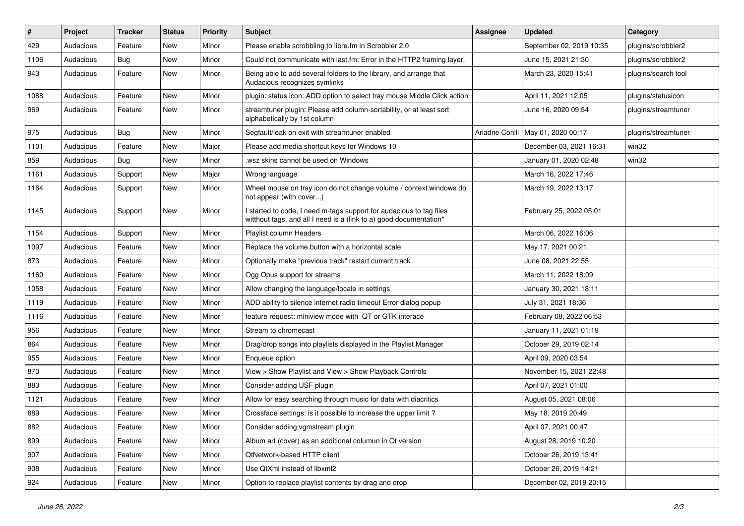| # | Project | Tracker | Status | Priority | Subject | Assignee | Updated | Category |
|---|---|---|---|---|---|---|---|---|
| 429 | Audacious | Feature | New | Minor | Please enable scrobbling to libre.fm in Scrobbler 2.0 | | September 02, 2019 10:35 | plugins/scrobbler2 |
| 1106 | Audacious | Bug | New | Minor | Could not communicate with last.fm: Error in the HTTP2 framing layer. | | June 15, 2021 21:30 | plugins/scrobbler2 |
| 943 | Audacious | Feature | New | Minor | Being able to add several folders to the library, and arrange that Audacious recognizes symlinks | | March 23, 2020 15:41 | plugins/search tool |
| 1088 | Audacious | Feature | New | Minor | plugin: status icon: ADD option to select tray mouse Middle Click action | | April 11, 2021 12:05 | plugins/statusicon |
| 969 | Audacious | Feature | New | Minor | streamtuner plugin: Please add column-sortability, or at least sort alphabetically by 1st column | | June 16, 2020 09:54 | plugins/streamtuner |
| 975 | Audacious | Bug | New | Minor | Segfault/leak on exit with streamtuner enabled | Ariadne Conill | May 01, 2020 00:17 | plugins/streamtuner |
| 1101 | Audacious | Feature | New | Major | Please add media shortcut keys for Windows 10 | | December 03, 2021 16:31 | win32 |
| 859 | Audacious | Bug | New | Minor | .wsz skins cannot be used on Windows | | January 01, 2020 02:48 | win32 |
| 1161 | Audacious | Support | New | Major | Wrong language | | March 16, 2022 17:46 | |
| 1164 | Audacious | Support | New | Minor | Wheel mouse on tray icon do not change volume / context windows do not appear (with cover...) | | March 19, 2022 13:17 | |
| 1145 | Audacious | Support | New | Minor | I started to code, I need m-tags support for audacious to tag files witthout tags, and all I need is a (link to a) good documentation* | | February 25, 2022 05:01 | |
| 1154 | Audacious | Support | New | Minor | Playlist column Headers | | March 06, 2022 16:06 | |
| 1097 | Audacious | Feature | New | Minor | Replace the volume button with a horizontal scale | | May 17, 2021 00:21 | |
| 873 | Audacious | Feature | New | Minor | Optionally make "previous track" restart current track | | June 08, 2021 22:55 | |
| 1160 | Audacious | Feature | New | Minor | Ogg Opus support for streams | | March 11, 2022 18:09 | |
| 1058 | Audacious | Feature | New | Minor | Allow changing the language/locale in settings | | January 30, 2021 18:11 | |
| 1119 | Audacious | Feature | New | Minor | ADD ability to silence internet radio timeout Error dialog popup | | July 31, 2021 18:36 | |
| 1116 | Audacious | Feature | New | Minor | feature request: miniview mode with QT or GTK interace | | February 08, 2022 06:53 | |
| 956 | Audacious | Feature | New | Minor | Stream to chromecast | | January 11, 2021 01:19 | |
| 864 | Audacious | Feature | New | Minor | Drag/drop songs into playlists displayed in the Playlist Manager | | October 29, 2019 02:14 | |
| 955 | Audacious | Feature | New | Minor | Enqueue option | | April 09, 2020 03:54 | |
| 870 | Audacious | Feature | New | Minor | View > Show Playlist and View > Show Playback Controls | | November 15, 2021 22:48 | |
| 883 | Audacious | Feature | New | Minor | Consider adding USF plugin | | April 07, 2021 01:00 | |
| 1121 | Audacious | Feature | New | Minor | Allow for easy searching through music for data with diacritics | | August 05, 2021 08:06 | |
| 889 | Audacious | Feature | New | Minor | Crossfade settings: is it possible to increase the upper limit ? | | May 18, 2019 20:49 | |
| 882 | Audacious | Feature | New | Minor | Consider adding vgmstream plugin | | April 07, 2021 00:47 | |
| 899 | Audacious | Feature | New | Minor | Album art (cover) as an additional columun in Qt version | | August 28, 2019 10:20 | |
| 907 | Audacious | Feature | New | Minor | QtNetwork-based HTTP client | | October 26, 2019 13:41 | |
| 908 | Audacious | Feature | New | Minor | Use QtXml instead of libxml2 | | October 26, 2019 14:21 | |
| 924 | Audacious | Feature | New | Minor | Option to replace playlist contents by drag and drop | | December 02, 2019 20:15 | |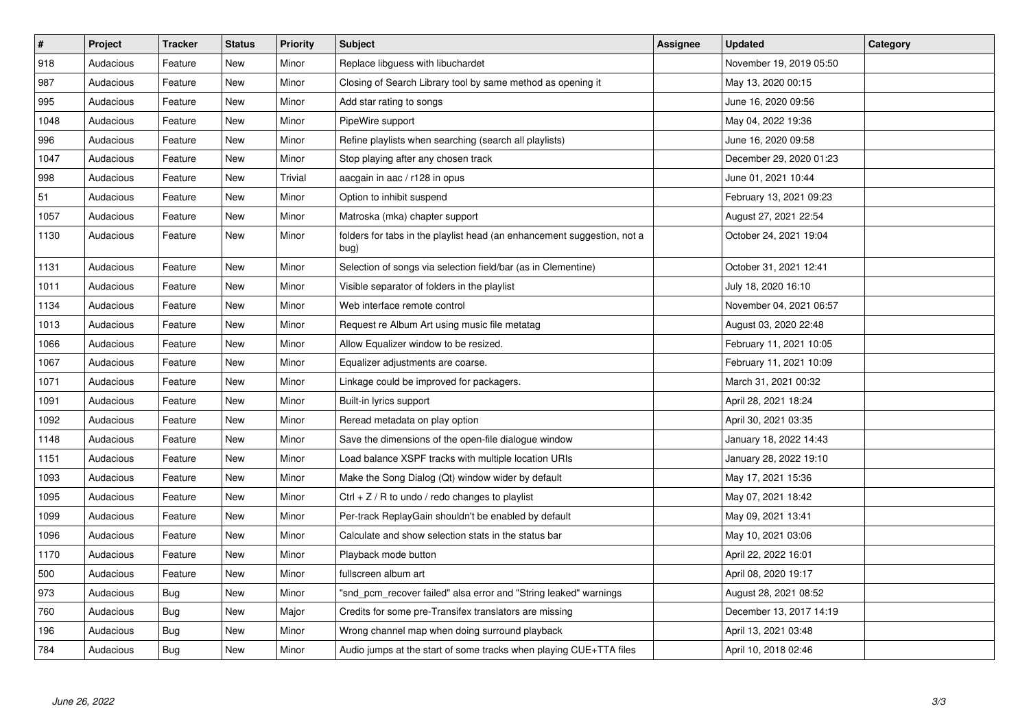| # | Project | Tracker | Status | Priority | Subject | Assignee | Updated | Category |
|---|---|---|---|---|---|---|---|---|
| 918 | Audacious | Feature | New | Minor | Replace libguess with libuchardet | | November 19, 2019 05:50 | |
| 987 | Audacious | Feature | New | Minor | Closing of Search Library tool by same method as opening it | | May 13, 2020 00:15 | |
| 995 | Audacious | Feature | New | Minor | Add star rating to songs | | June 16, 2020 09:56 | |
| 1048 | Audacious | Feature | New | Minor | PipeWire support | | May 04, 2022 19:36 | |
| 996 | Audacious | Feature | New | Minor | Refine playlists when searching (search all playlists) | | June 16, 2020 09:58 | |
| 1047 | Audacious | Feature | New | Minor | Stop playing after any chosen track | | December 29, 2020 01:23 | |
| 998 | Audacious | Feature | New | Trivial | aacgain in aac / r128 in opus | | June 01, 2021 10:44 | |
| 51 | Audacious | Feature | New | Minor | Option to inhibit suspend | | February 13, 2021 09:23 | |
| 1057 | Audacious | Feature | New | Minor | Matroska (mka) chapter support | | August 27, 2021 22:54 | |
| 1130 | Audacious | Feature | New | Minor | folders for tabs in the playlist head (an enhancement suggestion, not a bug) | | October 24, 2021 19:04 | |
| 1131 | Audacious | Feature | New | Minor | Selection of songs via selection field/bar (as in Clementine) | | October 31, 2021 12:41 | |
| 1011 | Audacious | Feature | New | Minor | Visible separator of folders in the playlist | | July 18, 2020 16:10 | |
| 1134 | Audacious | Feature | New | Minor | Web interface remote control | | November 04, 2021 06:57 | |
| 1013 | Audacious | Feature | New | Minor | Request re Album Art using music file metatag | | August 03, 2020 22:48 | |
| 1066 | Audacious | Feature | New | Minor | Allow Equalizer window to be resized. | | February 11, 2021 10:05 | |
| 1067 | Audacious | Feature | New | Minor | Equalizer adjustments are coarse. | | February 11, 2021 10:09 | |
| 1071 | Audacious | Feature | New | Minor | Linkage could be improved for packagers. | | March 31, 2021 00:32 | |
| 1091 | Audacious | Feature | New | Minor | Built-in lyrics support | | April 28, 2021 18:24 | |
| 1092 | Audacious | Feature | New | Minor | Reread metadata on play option | | April 30, 2021 03:35 | |
| 1148 | Audacious | Feature | New | Minor | Save the dimensions of the open-file dialogue window | | January 18, 2022 14:43 | |
| 1151 | Audacious | Feature | New | Minor | Load balance XSPF tracks with multiple location URIs | | January 28, 2022 19:10 | |
| 1093 | Audacious | Feature | New | Minor | Make the Song Dialog (Qt) window wider by default | | May 17, 2021 15:36 | |
| 1095 | Audacious | Feature | New | Minor | Ctrl + Z / R to undo / redo changes to playlist | | May 07, 2021 18:42 | |
| 1099 | Audacious | Feature | New | Minor | Per-track ReplayGain shouldn't be enabled by default | | May 09, 2021 13:41 | |
| 1096 | Audacious | Feature | New | Minor | Calculate and show selection stats in the status bar | | May 10, 2021 03:06 | |
| 1170 | Audacious | Feature | New | Minor | Playback mode button | | April 22, 2022 16:01 | |
| 500 | Audacious | Feature | New | Minor | fullscreen album art | | April 08, 2020 19:17 | |
| 973 | Audacious | Bug | New | Minor | "snd_pcm_recover failed" alsa error and "String leaked" warnings | | August 28, 2021 08:52 | |
| 760 | Audacious | Bug | New | Major | Credits for some pre-Transifex translators are missing | | December 13, 2017 14:19 | |
| 196 | Audacious | Bug | New | Minor | Wrong channel map when doing surround playback | | April 13, 2021 03:48 | |
| 784 | Audacious | Bug | New | Minor | Audio jumps at the start of some tracks when playing CUE+TTA files | | April 10, 2018 02:46 | |

*June 26, 2022*